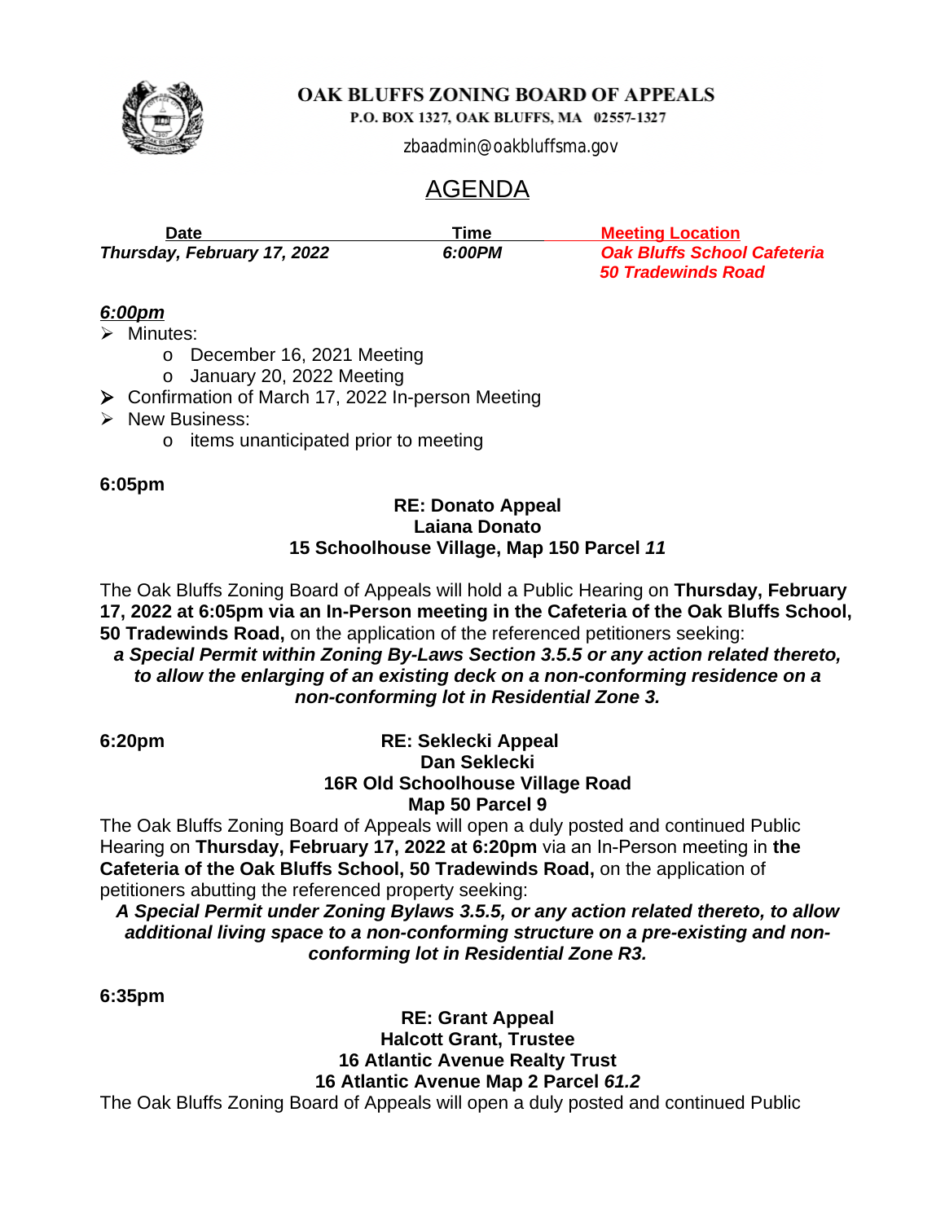# OAK BLUFFS ZONING BOARD OF APPEALS

P.O. BOX 1327, OAK BLUFFS, MA 02557-1327

zbaadmin@oakbluffsma.gov

## AGENDA

| Date | Time | Meeting Location |
|---|---|---|
| ***Thursday, February 17, 2022*** | ***6:00PM*** | ***Oak Bluffs School Cafeteria 50 Tradewinds Road*** |

***6:00pm***

- Minutes:
  - December 16, 2021 Meeting
  - January 20, 2022 Meeting
- Confirmation of March 17, 2022 In-person Meeting
- New Business:
  - items unanticipated prior to meeting

**6:05pm**

**RE: Donato Appeal**
**Laiana Donato**
**15 Schoolhouse Village, Map 150 Parcel *11***

The Oak Bluffs Zoning Board of Appeals will hold a Public Hearing on **Thursday, February 17, 2022 at 6:05pm via an In-Person meeting in the Cafeteria of the Oak Bluffs School, 50 Tradewinds Road,** on the application of the referenced petitioners seeking:

***a Special Permit within Zoning By-Laws Section 3.5.5 or any action related thereto, to allow the enlarging of an existing deck on a non-conforming residence on a non-conforming lot in Residential Zone 3.***

**6:20pm**

**RE: Seklecki Appeal**
**Dan Seklecki**
**16R Old Schoolhouse Village Road**
**Map 50 Parcel 9**

The Oak Bluffs Zoning Board of Appeals will open a duly posted and continued Public Hearing on **Thursday, February 17, 2022 at 6:20pm** via an In-Person meeting in **the Cafeteria of the Oak Bluffs School, 50 Tradewinds Road,** on the application of petitioners abutting the referenced property seeking:

***A Special Permit under Zoning Bylaws 3.5.5, or any action related thereto, to allow additional living space to a non-conforming structure on a pre-existing and non-conforming lot in Residential Zone R3.***

**6:35pm**

**RE: Grant Appeal**
**Halcott Grant, Trustee**
**16 Atlantic Avenue Realty Trust**
**16 Atlantic Avenue Map 2 Parcel *61.2***

The Oak Bluffs Zoning Board of Appeals will open a duly posted and continued Public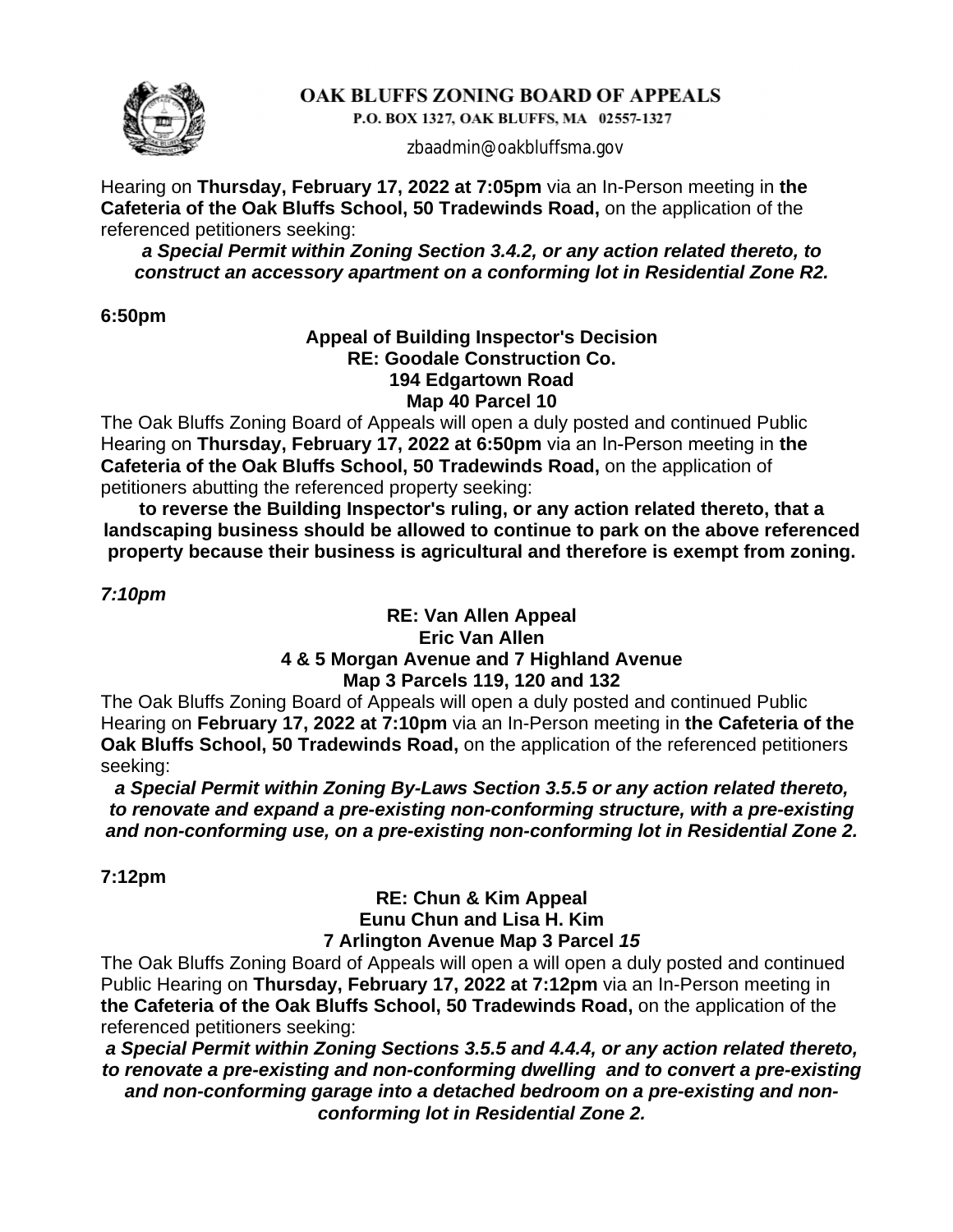# OAK BLUFFS ZONING BOARD OF APPEALS

P.O. BOX 1327, OAK BLUFFS, MA 02557-1327

zbaadmin@oakbluffsma.gov

Hearing on **Thursday, February 17, 2022 at 7:05pm** via an In-Person meeting in **the Cafeteria of the Oak Bluffs School, 50 Tradewinds Road,** on the application of the referenced petitioners seeking:

***a Special Permit within Zoning Section 3.4.2, or any action related thereto, to construct an accessory apartment on a conforming lot in Residential Zone R2.***

**6:50pm**

**Appeal of Building Inspector's Decision**
**RE: Goodale Construction Co.**
**194 Edgartown Road**
**Map 40 Parcel 10**

The Oak Bluffs Zoning Board of Appeals will open a duly posted and continued Public Hearing on **Thursday, February 17, 2022 at 6:50pm** via an In-Person meeting in **the Cafeteria of the Oak Bluffs School, 50 Tradewinds Road,** on the application of petitioners abutting the referenced property seeking:

**to reverse the Building Inspector's ruling, or any action related thereto, that a landscaping business should be allowed to continue to park on the above referenced property because their business is agricultural and therefore is exempt from zoning.**

***7:10pm***

**RE: Van Allen Appeal**
**Eric Van Allen**
**4 & 5 Morgan Avenue and 7 Highland Avenue**
**Map 3 Parcels 119, 120 and 132**

The Oak Bluffs Zoning Board of Appeals will open a duly posted and continued Public Hearing on **February 17, 2022 at 7:10pm** via an In-Person meeting in **the Cafeteria of the Oak Bluffs School, 50 Tradewinds Road,** on the application of the referenced petitioners seeking:

***a Special Permit within Zoning By-Laws Section 3.5.5 or any action related thereto, to renovate and expand a pre-existing non-conforming structure, with a pre-existing and non-conforming use, on a pre-existing non-conforming lot in Residential Zone 2.***

**7:12pm**

**RE: Chun & Kim Appeal**
**Eunu Chun and Lisa H. Kim**
**7 Arlington Avenue Map 3 Parcel *15***

The Oak Bluffs Zoning Board of Appeals will open a will open a duly posted and continued Public Hearing on **Thursday, February 17, 2022 at 7:12pm** via an In-Person meeting in **the Cafeteria of the Oak Bluffs School, 50 Tradewinds Road,** on the application of the referenced petitioners seeking:

***a Special Permit within Zoning Sections 3.5.5 and 4.4.4, or any action related thereto, to renovate a pre-existing and non-conforming dwelling and to convert a pre-existing and non-conforming garage into a detached bedroom on a pre-existing and non-conforming lot in Residential Zone 2.***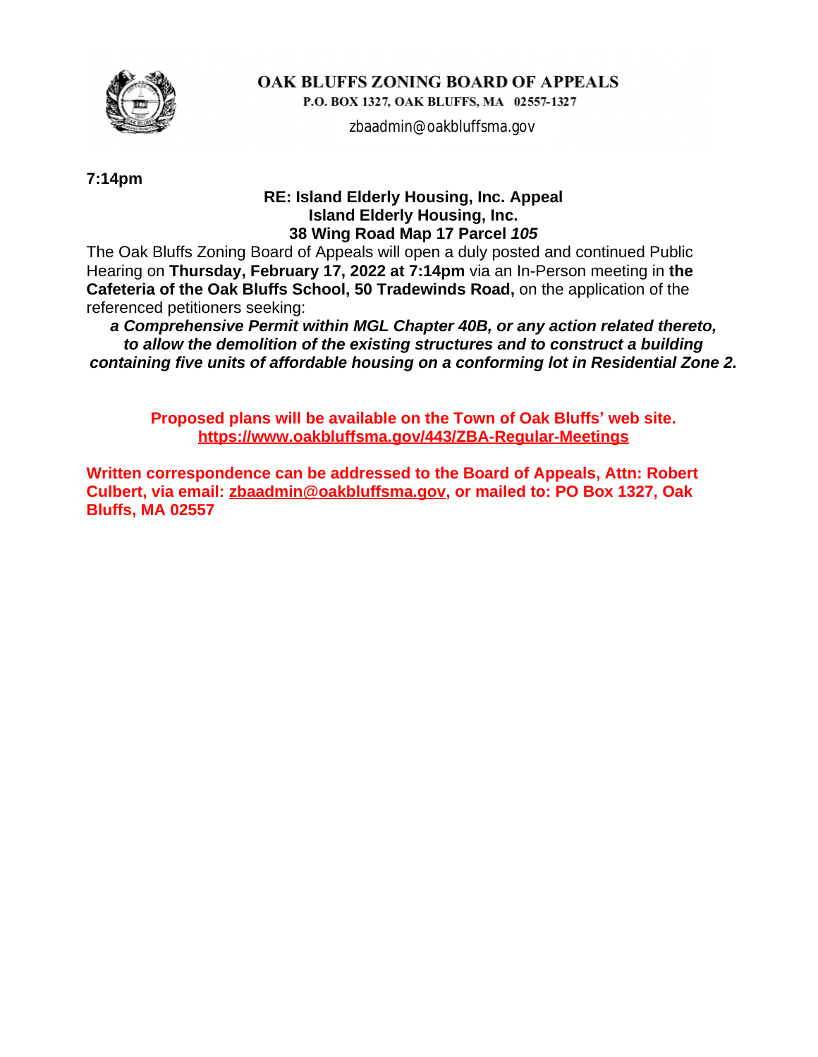# OAK BLUFFS ZONING BOARD OF APPEALS

**P.O. BOX 1327, OAK BLUFFS, MA 02557-1327**

zbaadmin@oakbluffsma.gov

**7:14pm**

**RE: Island Elderly Housing, Inc. Appeal**
**Island Elderly Housing, Inc.**
**38 Wing Road Map 17 Parcel *105***

The Oak Bluffs Zoning Board of Appeals will open a duly posted and continued Public Hearing on **Thursday, February 17, 2022 at 7:14pm** via an In-Person meeting in **the Cafeteria of the Oak Bluffs School, 50 Tradewinds Road,** on the application of the referenced petitioners seeking:

***a Comprehensive Permit within MGL Chapter 40B, or any action related thereto, to allow the demolition of the existing structures and to construct a building containing five units of affordable housing on a conforming lot in Residential Zone 2.***

**Proposed plans will be available on the Town of Oak Bluffs' web site.**
**https://www.oakbluffsma.gov/443/ZBA-Regular-Meetings**

**Written correspondence can be addressed to the Board of Appeals, Attn: Robert Culbert, via email: zbaadmin@oakbluffsma.gov, or mailed to: PO Box 1327, Oak Bluffs, MA 02557**